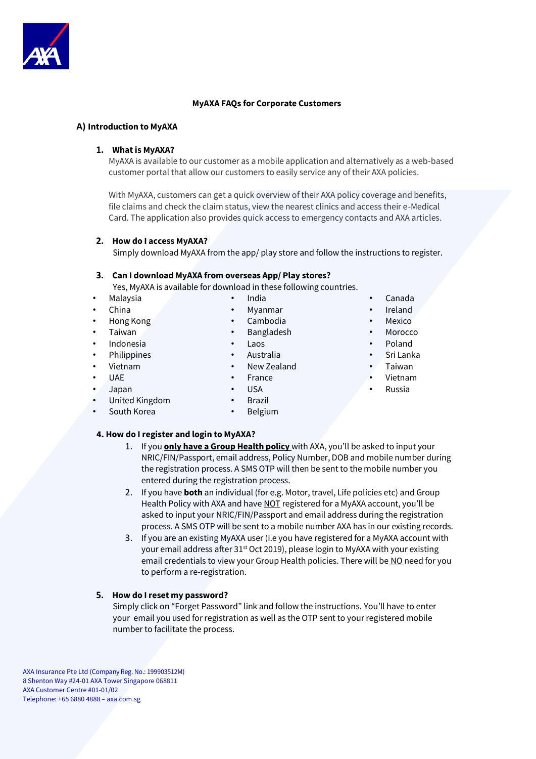**MyAXA FAQs for Corporate Customers**

## A) Introduction to MyAXA

### 1. What is MyAXA?

MyAXA is available to our customer as a mobile application and alternatively as a web-based customer portal that allow our customers to easily service any of their AXA policies.

With MyAXA, customers can get a quick overview of their AXA policy coverage and benefits, file claims and check the claim status, view the nearest clinics and access their e-Medical Card. The application also provides quick access to emergency contacts and AXA articles.

### 2. How do I access MyAXA?

Simply download MyAXA from the app/ play store and follow the instructions to register.

### 3. Can I download MyAXA from overseas App/ Play stores?

Yes, MyAXA is available for download in these following countries.

- Malaysia
- China
- Hong Kong
- Taiwan
- Indonesia
- Philippines
- Vietnam
- UAE
- Japan
- United Kingdom
- South Korea
- India
- Myanmar
- Cambodia
- Bangladesh
- Laos
- Australia
- New Zealand
- France
- USA
- Brazil
- Belgium
- Canada
- Ireland
- Mexico
- Morocco
- Poland
- Sri Lanka
- Taiwan
- Vietnam
- Russia

### 4. How do I register and login to MyAXA?

1. If you **only have a Group Health policy** with AXA, you'll be asked to input your NRIC/FIN/Passport, email address, Policy Number, DOB and mobile number during the registration process. A SMS OTP will then be sent to the mobile number you entered during the registration process.
2. If you have **both** an individual (for e.g. Motor, travel, Life policies etc) and Group Health Policy with AXA and have NOT registered for a MyAXA account, you'll be asked to input your NRIC/FIN/Passport and email address during the registration process. A SMS OTP will be sent to a mobile number AXA has in our existing records.
3. If you are an existing MyAXA user (i.e you have registered for a MyAXA account with your email address after 31st Oct 2019), please login to MyAXA with your existing email credentials to view your Group Health policies. There will be NO need for you to perform a re-registration.

### 5. How do I reset my password?

Simply click on "Forget Password" link and follow the instructions. You'll have to enter your email you used for registration as well as the OTP sent to your registered mobile number to facilitate the process.

AXA Insurance Pte Ltd (Company Reg. No.: 199903512M)
8 Shenton Way #24-01 AXA Tower Singapore 068811
AXA Customer Centre #01-01/02
Telephone: +65 6880 4888 – axa.com.sg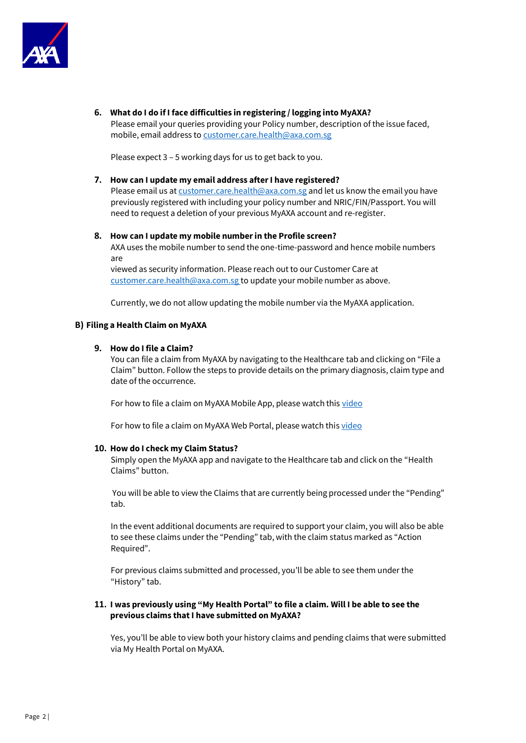6. **What do I do if I face difficulties in registering / logging into MyAXA?**
   Please email your queries providing your Policy number, description of the issue faced, mobile, email address to [customer.care.health@axa.com.sg](mailto:customer.care.health@axa.com.sg)

   Please expect 3 – 5 working days for us to get back to you.

7. **How can I update my email address after I have registered?**
   Please email us at [customer.care.health@axa.com.sg](mailto:customer.care.health@axa.com.sg) and let us know the email you have previously registered with including your policy number and NRIC/FIN/Passport. You will need to request a deletion of your previous MyAXA account and re-register.

8. **How can I update my mobile number in the Profile screen?**
   AXA uses the mobile number to send the one-time-password and hence mobile numbers are
   viewed as security information. Please reach out to our Customer Care at [customer.care.health@axa.com.sg](mailto:customer.care.health@axa.com.sg) to update your mobile number as above.

   Currently, we do not allow updating the mobile number via the MyAXA application.

## B) Filing a Health Claim on MyAXA

9. **How do I file a Claim?**
   You can file a claim from MyAXA by navigating to the Healthcare tab and clicking on "File a Claim" button. Follow the steps to provide details on the primary diagnosis, claim type and date of the occurrence.

   For how to file a claim on MyAXA Mobile App, please watch this video

   For how to file a claim on MyAXA Web Portal, please watch this video

10. **How do I check my Claim Status?**
    Simply open the MyAXA app and navigate to the Healthcare tab and click on the "Health Claims" button.

    You will be able to view the Claims that are currently being processed under the "Pending" tab.

    In the event additional documents are required to support your claim, you will also be able to see these claims under the "Pending" tab, with the claim status marked as "Action Required".

    For previous claims submitted and processed, you'll be able to see them under the "History" tab.

11. **I was previously using "My Health Portal" to file a claim. Will I be able to see the previous claims that I have submitted on MyAXA?**

    Yes, you'll be able to view both your history claims and pending claims that were submitted via My Health Portal on MyAXA.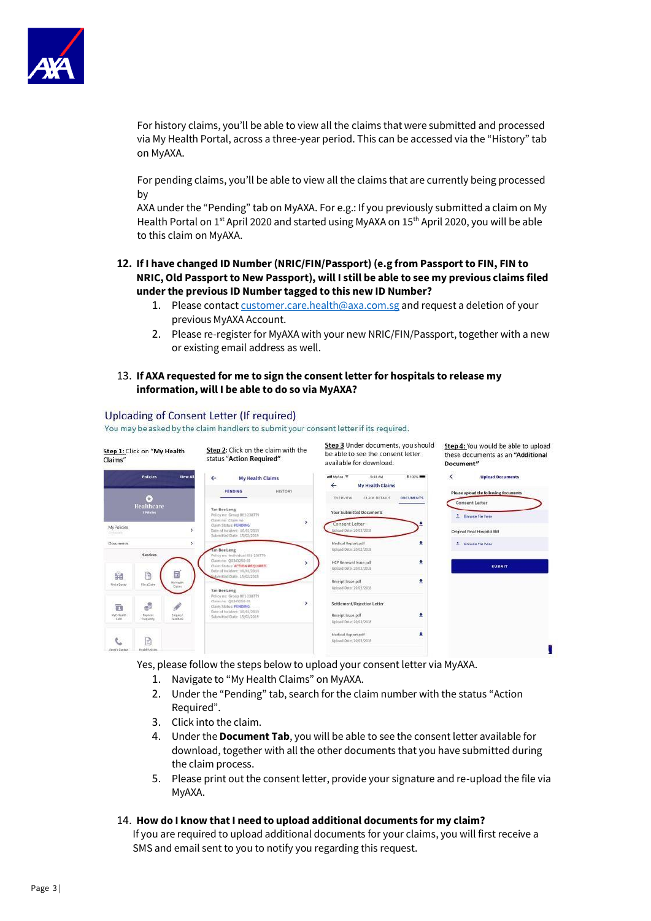For history claims, you'll be able to view all the claims that were submitted and processed via My Health Portal, across a three-year period. This can be accessed via the "History" tab on MyAXA.

For pending claims, you'll be able to view all the claims that are currently being processed by
AXA under the "Pending" tab on MyAXA. For e.g.: If you previously submitted a claim on My Health Portal on 1st April 2020 and started using MyAXA on 15th April 2020, you will be able to this claim on MyAXA.

12. **If I have changed ID Number (NRIC/FIN/Passport) (e.g from Passport to FIN, FIN to NRIC, Old Passport to New Passport), will I still be able to see my previous claims filed under the previous ID Number tagged to this new ID Number?**
    1. Please contact customer.care.health@axa.com.sg and request a deletion of your previous MyAXA Account.
    2. Please re-register for MyAXA with your new NRIC/FIN/Passport, together with a new or existing email address as well.

13. **If AXA requested for me to sign the consent letter for hospitals to release my information, will I be able to do so via MyAXA?**

Uploading of Consent Letter (If required)

You may be asked by the claim handlers to submit your consent letter if its required.

Step 1: Click on "My Health Claims"

Step 2: Click on the claim with the status "Action Required"

Step 3 Under documents, you should be able to see the consent letter available for download.

Step 4: You would be able to upload these documents as an "Additional Document"

Yes, please follow the steps below to upload your consent letter via MyAXA.

1. Navigate to "My Health Claims" on MyAXA.
2. Under the "Pending" tab, search for the claim number with the status "Action Required".
3. Click into the claim.
4. Under the **Document Tab**, you will be able to see the consent letter available for download, together with all the other documents that you have submitted during the claim process.
5. Please print out the consent letter, provide your signature and re-upload the file via MyAXA.

14. **How do I know that I need to upload additional documents for my claim?**

If you are required to upload additional documents for your claims, you will first receive a SMS and email sent to you to notify you regarding this request.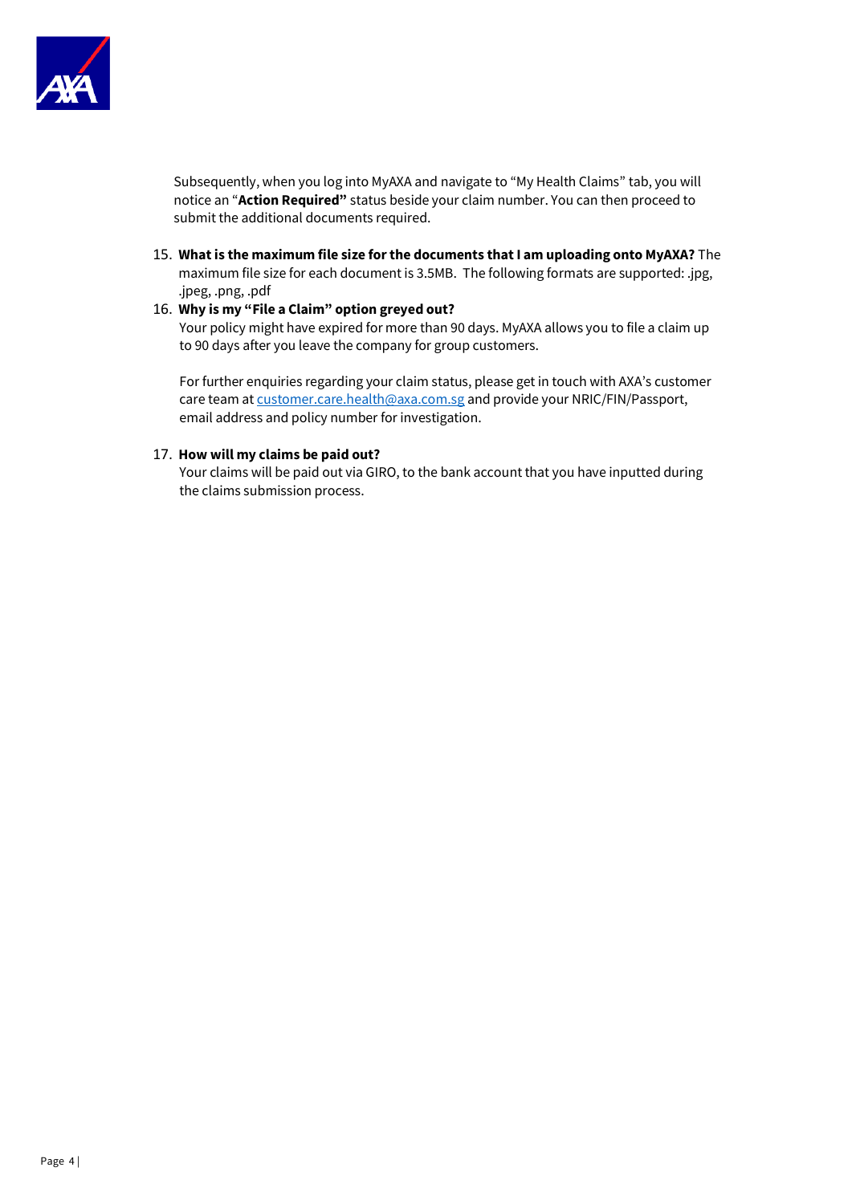Subsequently, when you log into MyAXA and navigate to "My Health Claims" tab, you will notice an "**Action Required"** status beside your claim number. You can then proceed to submit the additional documents required.

15. **What is the maximum file size for the documents that I am uploading onto MyAXA?** The maximum file size for each document is 3.5MB. The following formats are supported: .jpg, .jpeg, .png, .pdf
16. **Why is my "File a Claim" option greyed out?**
    Your policy might have expired for more than 90 days. MyAXA allows you to file a claim up to 90 days after you leave the company for group customers.

    For further enquiries regarding your claim status, please get in touch with AXA's customer care team at customer.care.health@axa.com.sg and provide your NRIC/FIN/Passport, email address and policy number for investigation.

17. **How will my claims be paid out?**
    Your claims will be paid out via GIRO, to the bank account that you have inputted during the claims submission process.